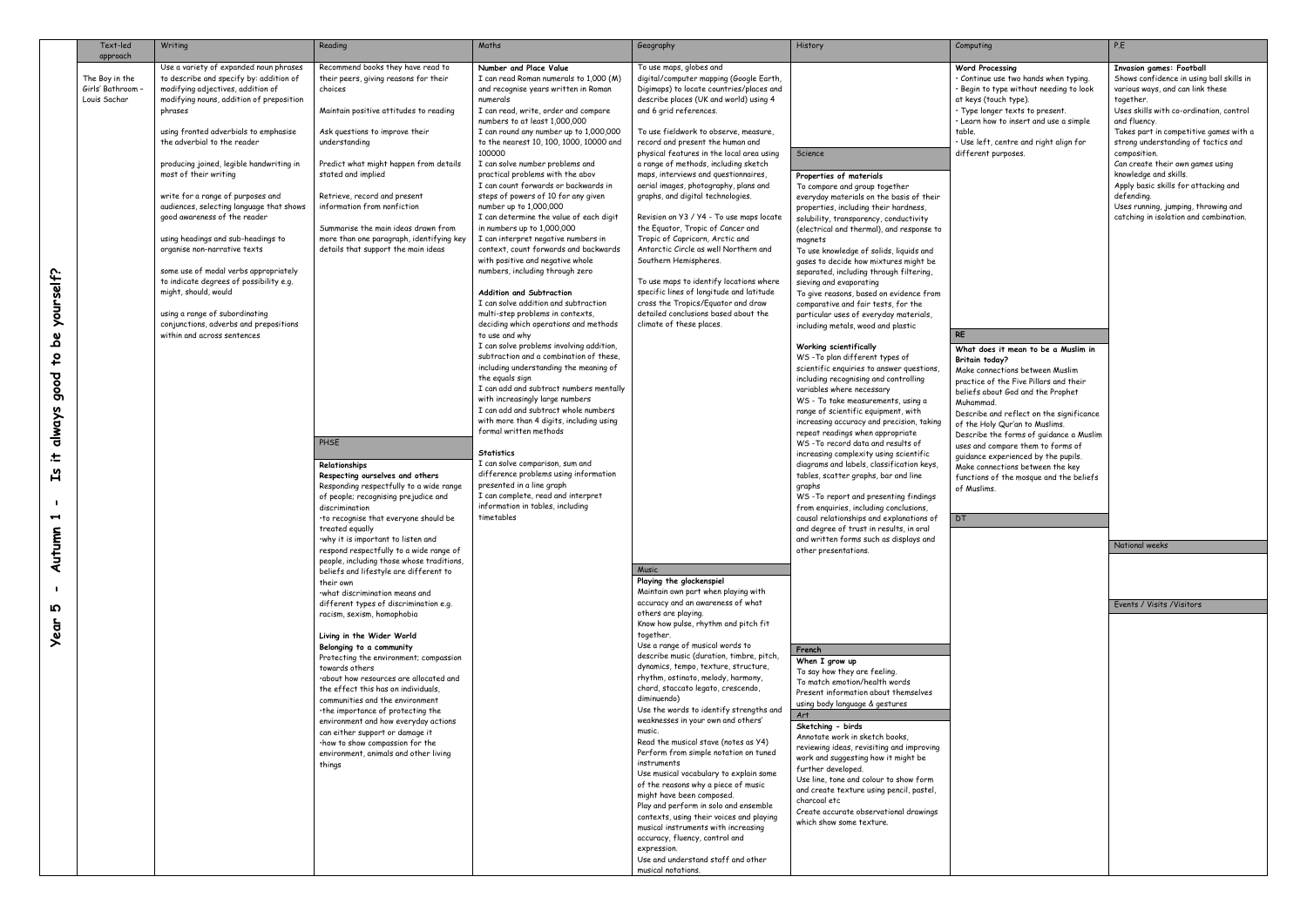# Year 5 - Autumn 1 - Is it always good to be yourself?

| Text-led approach | Writing | Reading | Maths | Geography | History | Computing | P.E |
|---|---|---|---|---|---|---|---|
| The Boy in the Girls' Bathroom - Louis Sachar | Use a variety of expanded noun phrases to describe and specify by: addition of modifying adjectives, addition of modifying nouns, addition of preposition phrases<br><br>using fronted adverbials to emphasise the adverbial to the reader<br><br>producing joined, legible handwriting in most of their writing<br><br>write for a range of purposes and audiences, selecting language that shows good awareness of the reader<br><br>using headings and sub-headings to organise non-narrative texts<br><br>some use of modal verbs appropriately to indicate degrees of possibility e.g. might, should, would<br><br>using a range of subordinating conjunctions, adverbs and prepositions within and across sentences | Recommend books they have read to their peers, giving reasons for their choices<br><br>Maintain positive attitudes to reading<br><br>Ask questions to improve their understanding<br><br>Predict what might happen from details stated and implied<br><br>Retrieve, record and present information from nonfiction<br><br>Summarise the main ideas drawn from more than one paragraph, identifying key details that support the main ideas | **Number and Place Value**<br>I can read Roman numerals to 1,000 (M) and recognise years written in Roman numerals<br>I can read, write, order and compare numbers to at least 1,000,000<br>I can round any number up to 1,000,000 to the nearest 10, 100, 1000, 10000 and 100000<br>I can solve number problems and practical problems with the abov<br>I can count forwards or backwards in steps of powers of 10 for any given number up to 1,000,000<br>I can determine the value of each digit in numbers up to 1,000,000<br>I can interpret negative numbers in context, count forwards and backwards with positive and negative whole numbers, including through zero<br><br>**Addition and Subtraction**<br>I can solve addition and subtraction multi-step problems in contexts, deciding which operations and methods to use and why<br>I can solve problems involving addition, subtraction and a combination of these, including understanding the meaning of the equals sign<br>I can add and subtract numbers mentally with increasingly large numbers<br>I can add and subtract whole numbers with more than 4 digits, including using formal written methods<br><br>**Statistics**<br>I can solve comparison, sum and difference problems using information presented in a line graph<br>I can complete, read and interpret information in tables, including timetables | To use maps, globes and digital/computer mapping (Google Earth, Digimaps) to locate countries/places and describe places (UK and world) using 4 and 6 grid references.<br><br>To use fieldwork to observe, measure, record and present the human and physical features in the local area using a range of methods, including sketch maps, interviews and questionnaires, aerial images, photography, plans and graphs, and digital technologies.<br><br>Revision on Y3 / Y4 - To use maps locate the Equator, Tropic of Cancer and Tropic of Capricorn, Arctic and Antarctic Circle as well Northern and Southern Hemispheres.<br><br>To use maps to identify locations where specific lines of longitude and latitude cross the Tropics/Equator and draw detailed conclusions based about the climate of these places. | | **Word Processing**<br>• Continue use two hands when typing.<br>• Begin to type without needing to look at keys (touch type).<br>• Type longer texts to present.<br>• Learn how to insert and use a simple table.<br>• Use left, centre and right align for different purposes. | **Invasion games: Football**<br>Shows confidence in using ball skills in various ways, and can link these together.<br>Uses skills with co-ordination, control and fluency.<br>Takes part in competitive games with a strong understanding of tactics and composition.<br>Can create their own games using knowledge and skills.<br>Apply basic skills for attacking and defending.<br>Uses running, jumping, throwing and catching in isolation and combination. |
| | | **PHSE** | | | **Science** | **RE** | **National weeks** |
| | | **Relationships**<br>**Respecting ourselves and others**<br>Responding respectfully to a wide range of people; recognising prejudice and discrimination<br>•to recognise that everyone should be treated equally<br>•why it is important to listen and respond respectfully to a wide range of people, including those whose traditions, beliefs and lifestyle are different to their own<br>•what discrimination means and different types of discrimination e.g. racism, sexism, homophobia<br><br>**Living in the Wider World**<br>**Belonging to a community**<br>Protecting the environment; compassion towards others<br>•about how resources are allocated and the effect this has on individuals, communities and the environment<br>•the importance of protecting the environment and how everyday actions can either support or damage it<br>•how to show compassion for the environment, animals and other living things | | | **Properties of materials**<br>To compare and group together everyday materials on the basis of their properties, including their hardness, solubility, transparency, conductivity (electrical and thermal), and response to magnets<br>To use knowledge of solids, liquids and gases to decide how mixtures might be separated, including through filtering, sieving and evaporating<br>To give reasons, based on evidence from comparative and fair tests, for the particular uses of everyday materials, including metals, wood and plastic<br><br>**Working scientifically**<br>WS -To plan different types of scientific enquiries to answer questions, including recognising and controlling variables where necessary<br>WS - To take measurements, using a range of scientific equipment, with increasing accuracy and precision, taking repeat readings when appropriate<br>WS -To record data and results of increasing complexity using scientific diagrams and labels, classification keys, tables, scatter graphs, bar and line graphs<br>WS -To report and presenting findings from enquiries, including conclusions, causal relationships and explanations of and degree of trust in results, in oral and written forms such as displays and other presentations. | **What does it mean to be a Muslim in Britain today?**<br>Make connections between Muslim practice of the Five Pillars and their beliefs about God and the Prophet Muhammad.<br>Describe and reflect on the significance of the Holy Qur'an to Muslims.<br>Describe the forms of guidance a Muslim uses and compare them to forms of guidance experienced by the pupils.<br>Make connections between the key functions of the mosque and the beliefs of Muslims. | **Events / Visits /Visitors** |
| | | | | **Music** | **French** | **DT** | |
| | | | | **Playing the glockenspiel**<br>Maintain own part when playing with accuracy and an awareness of what others are playing.<br>Know how pulse, rhythm and pitch fit together.<br>Use a range of musical words to describe music (duration, timbre, pitch, dynamics, tempo, texture, structure, rhythm, ostinato, melody, harmony, chord, staccato legato, crescendo, diminuendo)<br>Use the words to identify strengths and weaknesses in your own and others' music.<br>Read the musical stave (notes as Y4)<br>Perform from simple notation on tuned instruments<br>Use musical vocabulary to explain some of the reasons why a piece of music might have been composed.<br>Play and perform in solo and ensemble contexts, using their voices and playing musical instruments with increasing accuracy, fluency, control and expression.<br>Use and understand staff and other musical notations. | **When I grow up**<br>To say how they are feeling.<br>To match emotion/health words<br>Present information about themselves using body language & gestures | | |
| | | | | | **Art** | | |
| | | | | | **Sketching - birds**<br>Annotate work in sketch books, reviewing ideas, revisiting and improving work and suggesting how it might be further developed.<br>Use line, tone and colour to show form and create texture using pencil, pastel, charcoal etc<br>Create accurate observational drawings which show some texture. | | |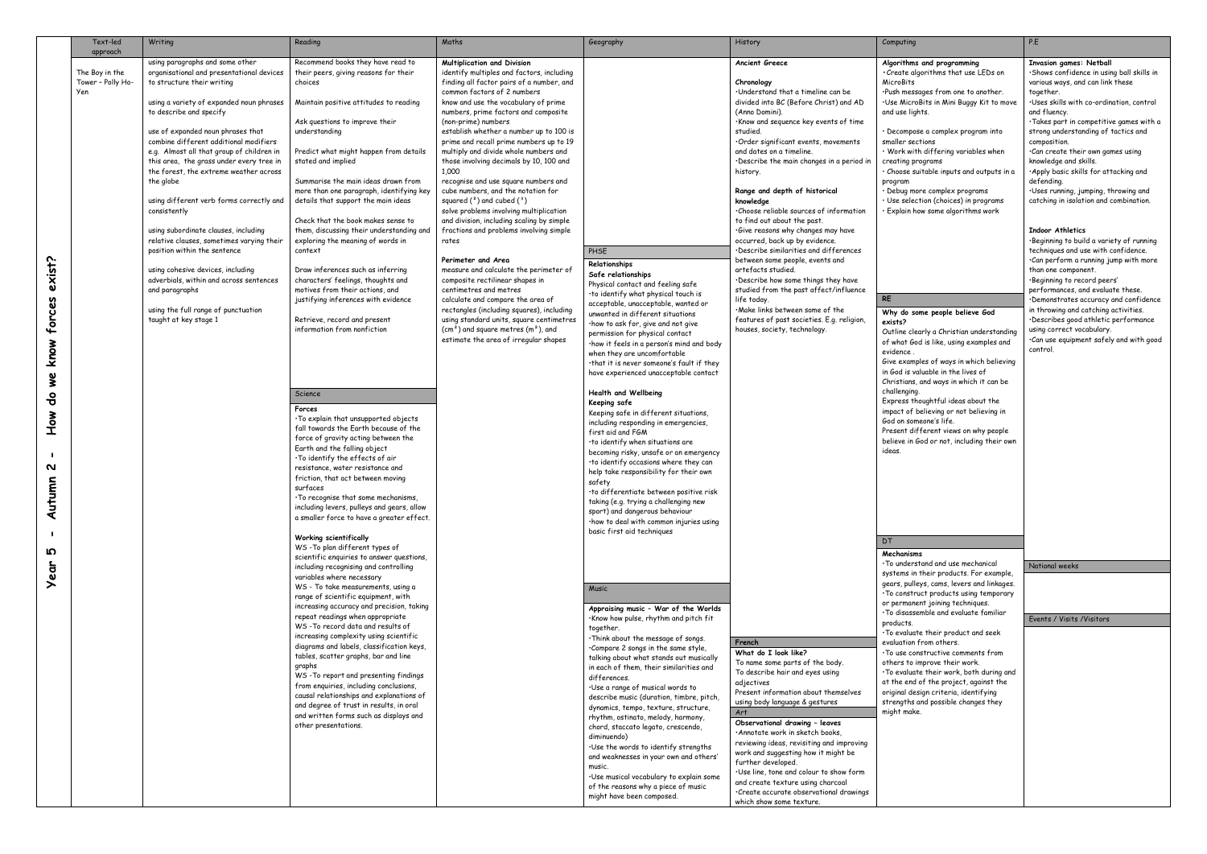# Year 5 - Autumn 2 - How do we know forces exist?

## Text-led approach

The Boy in the Tower – Polly Ho-Yen

## Writing

using paragraphs and some other organisational and presentational devices to structure their writing

using a variety of expanded noun phrases to describe and specify

use of expanded noun phrases that combine different additional modifiers e.g. Almost all that group of children in this area, the grass under every tree in the forest, the extreme weather across the globe

using different verb forms correctly and consistently

using subordinate clauses, including relative clauses, sometimes varying their position within the sentence

using cohesive devices, including adverbials, within and across sentences and paragraphs

using the full range of punctuation taught at key stage 1

## Reading

Recommend books they have read to their peers, giving reasons for their choices

Maintain positive attitudes to reading

Ask questions to improve their understanding

Predict what might happen from details stated and implied

Summarise the main ideas drawn from more than one paragraph, identifying key details that support the main ideas

Check that the book makes sense to them, discussing their understanding and exploring the meaning of words in context

Draw inferences such as inferring characters' feelings, thoughts and motives from their actions, and justifying inferences with evidence

Retrieve, record and present information from nonfiction

## Science

**Forces**

- To explain that unsupported objects fall towards the Earth because of the force of gravity acting between the Earth and the falling object
- To identify the effects of air resistance, water resistance and friction, that act between moving surfaces
- To recognise that some mechanisms, including levers, pulleys and gears, allow a smaller force to have a greater effect.

**Working scientifically**

WS -To plan different types of scientific enquiries to answer questions, including recognising and controlling variables where necessary

WS - To take measurements, using a range of scientific equipment, with increasing accuracy and precision, taking repeat readings when appropriate

WS -To record data and results of increasing complexity using scientific diagrams and labels, classification keys, tables, scatter graphs, bar and line graphs

WS -To report and presenting findings from enquiries, including conclusions, causal relationships and explanations of and degree of trust in results, in oral and written forms such as displays and other presentations.

## Maths

**Multiplication and Division**

identify multiples and factors, including finding all factor pairs of a number, and common factors of 2 numbers

know and use the vocabulary of prime numbers, prime factors and composite (non-prime) numbers

establish whether a number up to 100 is prime and recall prime numbers up to 19

multiply and divide whole numbers and those involving decimals by 10, 100 and 1,000

recognise and use square numbers and cube numbers, and the notation for squared ($^2$) and cubed ($^3$)

solve problems involving multiplication and division, including scaling by simple fractions and problems involving simple rates

**Perimeter and Area**

measure and calculate the perimeter of composite rectilinear shapes in centimetres and metres

calculate and compare the area of rectangles (including squares), including using standard units, square centimetres ($cm^2$) and square metres ($m^2$), and estimate the area of irregular shapes

## PHSE

**Relationships**

**Safe relationships**

Physical contact and feeling safe

- to identify what physical touch is acceptable, unacceptable, wanted or unwanted in different situations
- how to ask for, give and not give permission for physical contact
- how it feels in a person's mind and body when they are uncomfortable
- that it is never someone's fault if they have experienced unacceptable contact

**Health and Wellbeing**

**Keeping safe**

Keeping safe in different situations, including responding in emergencies, first aid and FGM

- to identify when situations are becoming risky, unsafe or an emergency
- to identify occasions where they can help take responsibility for their own safety
- to differentiate between positive risk taking (e.g. trying a challenging new sport) and dangerous behaviour
- how to deal with common injuries using basic first aid techniques

## Music

**Appraising music – War of the Worlds**

- Know how pulse, rhythm and pitch fit together.
- Think about the message of songs.
- Compare 2 songs in the same style, talking about what stands out musically in each of them, their similarities and differences.
- Use a range of musical words to describe music (duration, timbre, pitch, dynamics, tempo, texture, structure, rhythm, ostinato, melody, harmony, chord, staccato legato, crescendo, diminuendo)
- Use the words to identify strengths and weaknesses in your own and others' music.
- Use musical vocabulary to explain some of the reasons why a piece of music might have been composed.

## History

**Ancient Greece**

**Chronology**

- Understand that a timeline can be divided into BC (Before Christ) and AD (Anno Domini).
- Know and sequence key events of time studied.
- Order significant events, movements and dates on a timeline.
- Describe the main changes in a period in history.

**Range and depth of historical knowledge**

- Choose reliable sources of information to find out about the past.
- Give reasons why changes may have occurred, back up by evidence.
- Describe similarities and differences between some people, events and artefacts studied.
- Describe how some things they have studied from the past affect/influence life today.
- Make links between some of the features of past societies. E.g. religion, houses, society, technology.

## French

**What do I look like?**

To name some parts of the body.

To describe hair and eyes using adjectives

Present information about themselves using body language & gestures

## Art

**Observational drawing – leaves**

- Annotate work in sketch books, reviewing ideas, revisiting and improving work and suggesting how it might be further developed.
- Use line, tone and colour to show form and create texture using charcoal
- Create accurate observational drawings which show some texture.

## Computing

**Algorithms and programming**

- Create algorithms that use LEDs on MicroBits
- Push messages from one to another.
- Use MicroBits in Mini Buggy Kit to move and use lights.
- Decompose a complex program into smaller sections
- Work with differing variables when creating programs
- Choose suitable inputs and outputs in a program
- Debug more complex programs
- Use selection (choices) in programs
- Explain how some algorithms work

## RE

**Why do some people believe God exists?**

Outline clearly a Christian understanding of what God is like, using examples and evidence .

Give examples of ways in which believing in God is valuable in the lives of Christians, and ways in which it can be challenging.

Express thoughtful ideas about the impact of believing or not believing in God on someone's life.

Present different views on why people believe in God or not, including their own ideas.

## DT

**Mechanisms**

- To understand and use mechanical systems in their products. For example, gears, pulleys, cams, levers and linkages.
- To construct products using temporary or permanent joining techniques.
- To disassemble and evaluate familiar products.
- To evaluate their product and seek evaluation from others.
- To use constructive comments from others to improve their work.
- To evaluate their work, both during and at the end of the project, against the original design criteria, identifying strengths and possible changes they might make.

## P.E

**Invasion games: Netball**

- Shows confidence in using ball skills in various ways, and can link these together.
- Uses skills with co-ordination, control and fluency.
- Takes part in competitive games with a strong understanding of tactics and composition.
- Can create their own games using knowledge and skills.
- Apply basic skills for attacking and defending.
- Uses running, jumping, throwing and catching in isolation and combination.

**Indoor Athletics**

- Beginning to build a variety of running techniques and use with confidence.
- Can perform a running jump with more than one component.
- Beginning to record peers' performances, and evaluate these.
- Demonstrates accuracy and confidence in throwing and catching activities.
- Describes good athletic performance using correct vocabulary.
- Can use equipment safely and with good control.

## National weeks

## Events / Visits /Visitors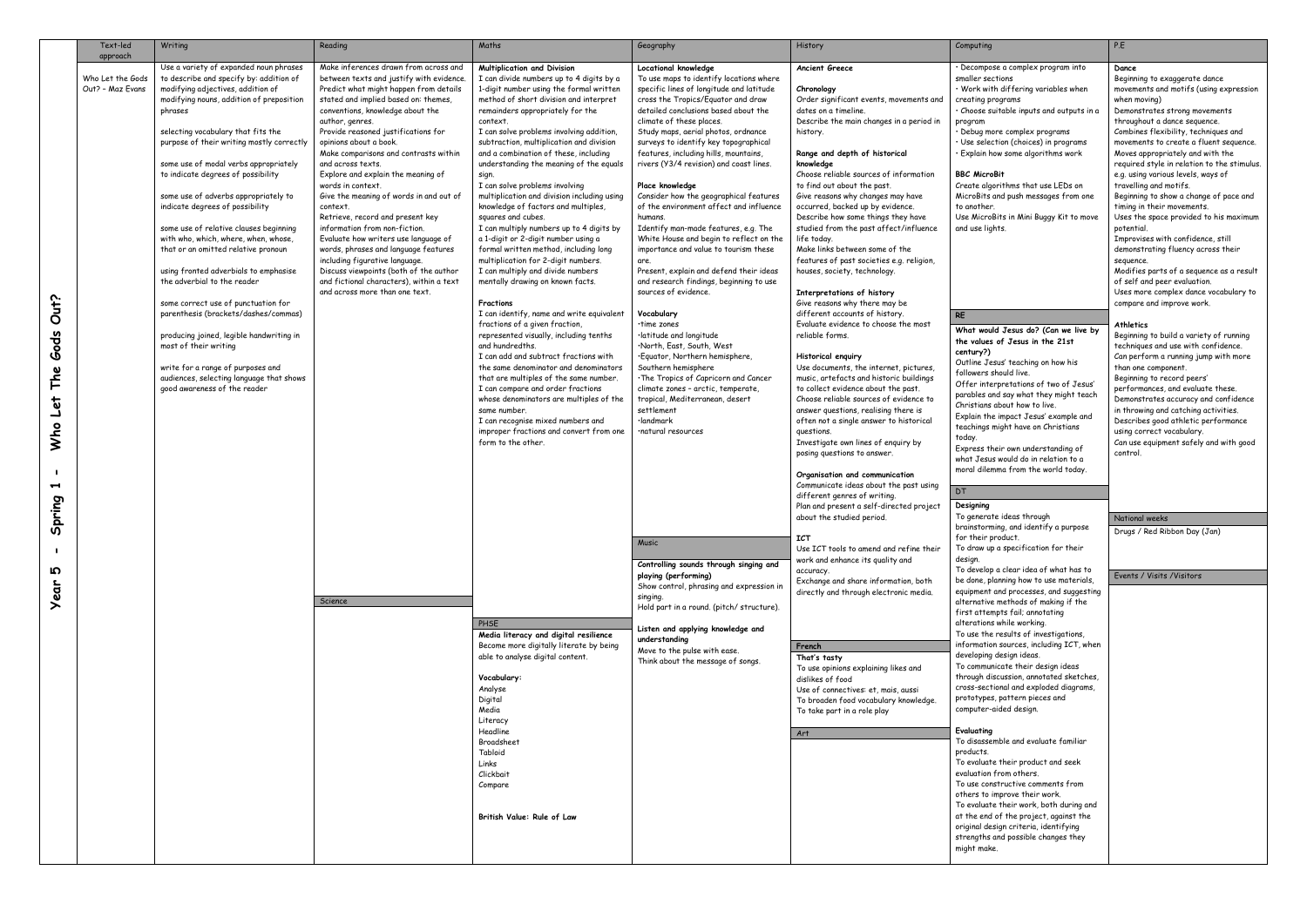# Year 5 - Spring 1 - Who Let The Gods Out?

## Text-led approach

Who Let the Gods Out? – Maz Evans

## Writing

Use a variety of expanded noun phrases to describe and specify by: addition of modifying adjectives, addition of modifying nouns, addition of preposition phrases

selecting vocabulary that fits the purpose of their writing mostly correctly

some use of modal verbs appropriately to indicate degrees of possibility

some use of adverbs appropriately to indicate degrees of possibility

some use of relative clauses beginning with who, which, where, when, whose, that or an omitted relative pronoun

using fronted adverbials to emphasise the adverbial to the reader

some correct use of punctuation for parenthesis (brackets/dashes/commas)

producing joined, legible handwriting in most of their writing

write for a range of purposes and audiences, selecting language that shows good awareness of the reader

## Reading

Make inferences drawn from across and between texts and justify with evidence.
Predict what might happen from details stated and implied based on: themes, conventions, knowledge about the author, genres.
Provide reasoned justifications for opinions about a book.
Make comparisons and contrasts within and across texts.
Explore and explain the meaning of words in context.
Give the meaning of words in and out of context.
Retrieve, record and present key information from non-fiction.
Evaluate how writers use language of words, phrases and language features including figurative language.
Discuss viewpoints (both of the author and fictional characters), within a text and across more than one text.

## Science

## Maths

**Multiplication and Division**
I can divide numbers up to 4 digits by a 1-digit number using the formal written method of short division and interpret remainders appropriately for the context.
I can solve problems involving addition, subtraction, multiplication and division and a combination of these, including understanding the meaning of the equals sign.
I can solve problems involving multiplication and division including using knowledge of factors and multiples, squares and cubes.
I can multiply numbers up to 4 digits by a 1-digit or 2-digit number using a formal written method, including long multiplication for 2-digit numbers.
I can multiply and divide numbers mentally drawing on known facts.

**Fractions**
I can identify, name and write equivalent fractions of a given fraction, represented visually, including tenths and hundredths.
I can add and subtract fractions with the same denominator and denominators that are multiples of the same number.
I can compare and order fractions whose denominators are multiples of the same number.
I can recognise mixed numbers and improper fractions and convert from one form to the other.

## PHSE

**Media literacy and digital resilience**
Become more digitally literate by being able to analyse digital content.

**Vocabulary:**
Analyse
Digital
Media
Literacy
Headline
Broadsheet
Tabloid
Links
Clickbait
Compare

**British Value: Rule of Law**

## Geography

**Locational knowledge**
To use maps to identify locations where specific lines of longitude and latitude cross the Tropics/Equator and draw detailed conclusions based about the climate of these places.
Study maps, aerial photos, ordnance surveys to identify key topographical features, including hills, mountains, rivers (Y3/4 revision) and coast lines.

**Place knowledge**
Consider how the geographical features of the environment affect and influence humans.
Identify man-made features, e.g. The White House and begin to reflect on the importance and value to tourism these are.
Present, explain and defend their ideas and research findings, beginning to use sources of evidence.

**Vocabulary**
- time zones
- latitude and longitude
- North, East, South, West
- Equator, Northern hemisphere, Southern hemisphere
- The Tropics of Capricorn and Cancer climate zones – arctic, temperate, tropical, Mediterranean, desert settlement
- landmark
- natural resources

## Music

**Controlling sounds through singing and playing (performing)**
Show control, phrasing and expression in singing.
Hold part in a round. (pitch/ structure).

**Listen and applying knowledge and understanding**
Move to the pulse with ease.
Think about the message of songs.

## History

**Ancient Greece**

**Chronology**
Order significant events, movements and dates on a timeline.
Describe the main changes in a period in history.

**Range and depth of historical knowledge**
Choose reliable sources of information to find out about the past.
Give reasons why changes may have occurred, backed up by evidence.
Describe how some things they have studied from the past affect/influence life today.
Make links between some of the features of past societies e.g. religion, houses, society, technology.

**Interpretations of history**
Give reasons why there may be different accounts of history.
Evaluate evidence to choose the most reliable forms.

**Historical enquiry**
Use documents, the internet, pictures, music, artefacts and historic buildings to collect evidence about the past.
Choose reliable sources of evidence to answer questions, realising there is often not a single answer to historical questions.
Investigate own lines of enquiry by posing questions to answer.

**Organisation and communication**
Communicate ideas about the past using different genres of writing.
Plan and present a self-directed project about the studied period.

**ICT**
Use ICT tools to amend and refine their work and enhance its quality and accuracy.
Exchange and share information, both directly and through electronic media.

## French

**That's tasty**
To use opinions explaining likes and dislikes of food
Use of connectives: et, mais, aussi
To broaden food vocabulary knowledge.
To take part in a role play

## Art

## Computing

- Decompose a complex program into smaller sections
- Work with differing variables when creating programs
- Choose suitable inputs and outputs in a program
- Debug more complex programs
- Use selection (choices) in programs
- Explain how some algorithms work

**BBC MicroBit**
Create algorithms that use LEDs on MicroBits and push messages from one to another.
Use MicroBits in Mini Buggy Kit to move and use lights.

## RE

**What would Jesus do? (Can we live by the values of Jesus in the 21st century?)**
Outline Jesus' teaching on how his followers should live.
Offer interpretations of two of Jesus' parables and say what they might teach Christians about how to live.
Explain the impact Jesus' example and teachings might have on Christians today.
Express their own understanding of what Jesus would do in relation to a moral dilemma from the world today.

## DT

**Designing**
To generate ideas through brainstorming, and identify a purpose for their product.
To draw up a specification for their design.
To develop a clear idea of what has to be done, planning how to use materials, equipment and processes, and suggesting alternative methods of making if the first attempts fail; annotating alterations while working.
To use the results of investigations, information sources, including ICT, when developing design ideas.
To communicate their design ideas through discussion, annotated sketches, cross-sectional and exploded diagrams, prototypes, pattern pieces and computer-aided design.

**Evaluating**
To disassemble and evaluate familiar products.
To evaluate their product and seek evaluation from others.
To use constructive comments from others to improve their work.
To evaluate their work, both during and at the end of the project, against the original design criteria, identifying strengths and possible changes they might make.

## P.E

**Dance**
Beginning to exaggerate dance movements and motifs (using expression when moving)
Demonstrates strong movements throughout a dance sequence.
Combines flexibility, techniques and movements to create a fluent sequence.
Moves appropriately and with the required style in relation to the stimulus. e.g. using various levels, ways of travelling and motifs.
Beginning to show a change of pace and timing in their movements.
Uses the space provided to his maximum potential.
Improvises with confidence, still demonstrating fluency across their sequence.
Modifies parts of a sequence as a result of self and peer evaluation.
Uses more complex dance vocabulary to compare and improve work.

**Athletics**
Beginning to build a variety of running techniques and use with confidence.
Can perform a running jump with more than one component.
Beginning to record peers' performances, and evaluate these.
Demonstrates accuracy and confidence in throwing and catching activities.
Describes good athletic performance using correct vocabulary.
Can use equipment safely and with good control.

## National weeks

Drugs / Red Ribbon Day (Jan)

## Events / Visits /Visitors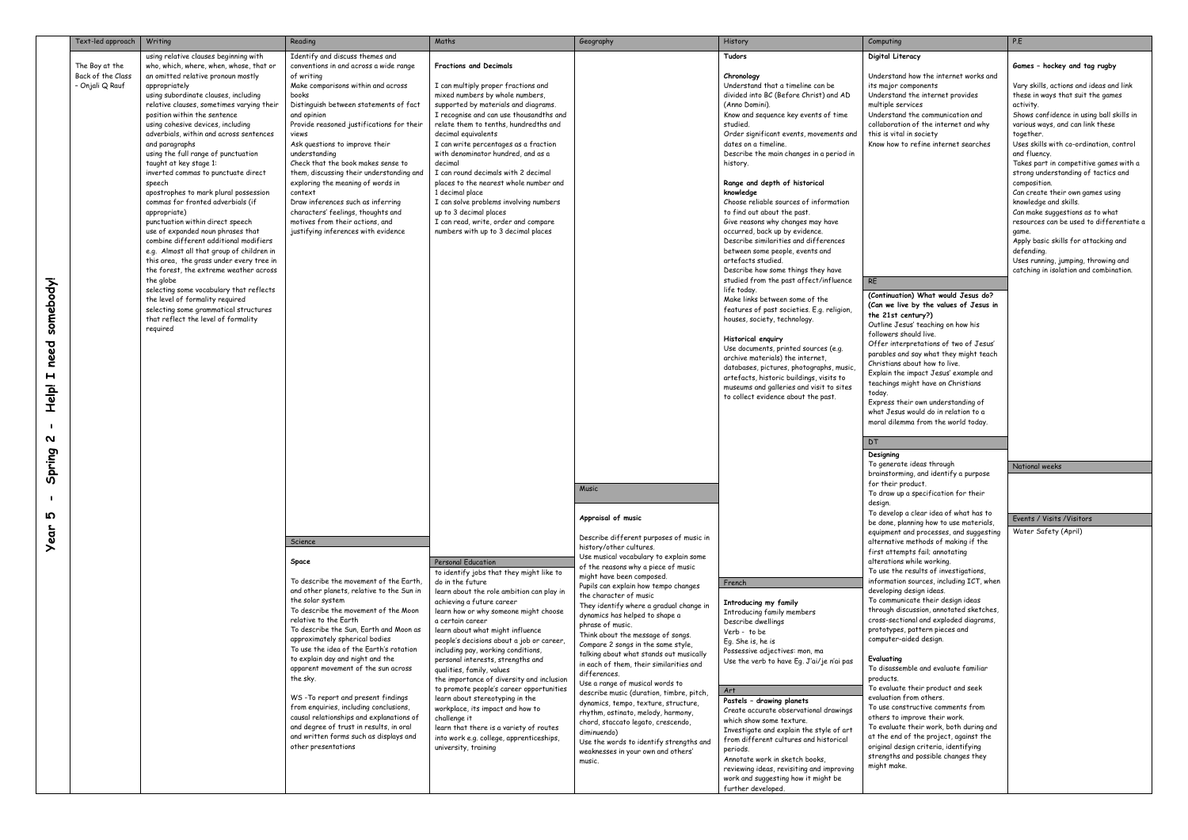# Year 5 - Spring 2 - Help! I need somebody!

| Text-led approach | Writing | Reading | Maths | Geography | History | Computing | P.E |
|---|---|---|---|---|---|---|---|
| The Boy at the Back of the Class – Onjali Q Rauf | using relative clauses beginning with who, which, where, when, whose, that or an omitted relative pronoun mostly appropriately<br>using subordinate clauses, including relative clauses, sometimes varying their position within the sentence<br>using cohesive devices, including adverbials, within and across sentences and paragraphs<br>using the full range of punctuation taught at key stage 1:<br>inverted commas to punctuate direct speech<br>apostrophes to mark plural possession<br>commas for fronted adverbials (if appropriate)<br>punctuation within direct speech<br>use of expanded noun phrases that combine different additional modifiers e.g. Almost all that group of children in this area, the grass under every tree in the forest, the extreme weather across the globe<br>selecting some vocabulary that reflects the level of formality required<br>selecting some grammatical structures that reflect the level of formality required | Identify and discuss themes and conventions in and across a wide range of writing<br>Make comparisons within and across books<br>Distinguish between statements of fact and opinion<br>Provide reasoned justifications for their views<br>Ask questions to improve their understanding<br>Check that the book makes sense to them, discussing their understanding and exploring the meaning of words in context<br>Draw inferences such as inferring characters' feelings, thoughts and motives from their actions, and justifying inferences with evidence | **Fractions and Decimals**<br><br>I can multiply proper fractions and mixed numbers by whole numbers, supported by materials and diagrams.<br>I recognise and can use thousandths and relate them to tenths, hundredths and decimal equivalents<br>I can write percentages as a fraction with denominator hundred, and as a decimal<br>I can round decimals with 2 decimal places to the nearest whole number and 1 decimal place<br>I can solve problems involving numbers up to 3 decimal places<br>I can read, write, order and compare numbers with up to 3 decimal places | | **Tudors**<br><br>**Chronology**<br>Understand that a timeline can be divided into BC (Before Christ) and AD (Anno Domini).<br>Know and sequence key events of time studied.<br>Order significant events, movements and dates on a timeline.<br>Describe the main changes in a period in history.<br><br>**Range and depth of historical knowledge**<br>Choose reliable sources of information to find out about the past.<br>Give reasons why changes may have occurred, back up by evidence.<br>Describe similarities and differences between some people, events and artefacts studied.<br>Describe how some things they have studied from the past affect/influence life today.<br>Make links between some of the features of past societies. E.g. religion, houses, society, technology.<br><br>**Historical enquiry**<br>Use documents, printed sources (e.g. archive materials) the internet, databases, pictures, photographs, music, artefacts, historic buildings, visits to museums and galleries and visit to sites to collect evidence about the past. | **Digital Literacy**<br><br>Understand how the internet works and its major components<br>Understand the internet provides multiple services<br>Understand the communication and collaboration of the internet and why this is vital in society<br>Know how to refine internet searches | **Games – hockey and tag rugby**<br><br>Vary skills, actions and ideas and link these in ways that suit the games activity.<br>Shows confidence in using ball skills in various ways, and can link these together.<br>Uses skills with co-ordination, control and fluency.<br>Takes part in competitive games with a strong understanding of tactics and composition.<br>Can create their own games using knowledge and skills.<br>Can make suggestions as to what resources can be used to differentiate a game.<br>Apply basic skills for attacking and defending.<br>Uses running, jumping, throwing and catching in isolation and combination. |

| RE |
|---|
| **(Continuation) What would Jesus do? (Can we live by the values of Jesus in the 21st century?)**<br>Outline Jesus' teaching on how his followers should live.<br>Offer interpretations of two of Jesus' parables and say what they might teach Christians about how to live.<br>Explain the impact Jesus' example and teachings might have on Christians today.<br>Express their own understanding of what Jesus would do in relation to a moral dilemma from the world today. |

| DT |
|---|
| **Designing**<br>To generate ideas through brainstorming, and identify a purpose for their product.<br>To draw up a specification for their design.<br>To develop a clear idea of what has to be done, planning how to use materials, equipment and processes, and suggesting alternative methods of making if the first attempts fail; annotating alterations while working.<br>To use the results of investigations, information sources, including ICT, when developing design ideas.<br>To communicate their design ideas through discussion, annotated sketches, cross-sectional and exploded diagrams, prototypes, pattern pieces and computer-aided design.<br><br>**Evaluating**<br>To disassemble and evaluate familiar products.<br>To evaluate their product and seek evaluation from others.<br>To use constructive comments from others to improve their work.<br>To evaluate their work, both during and at the end of the project, against the original design criteria, identifying strengths and possible changes they might make. |

| National weeks |
|---|
| |

| Events / Visits /Visitors |
|---|
| Water Safety (April) |

| Science |
|---|
| **Space**<br><br>To describe the movement of the Earth, and other planets, relative to the Sun in the solar system<br>To describe the movement of the Moon relative to the Earth<br>To describe the Sun, Earth and Moon as approximately spherical bodies<br>To use the idea of the Earth's rotation to explain day and night and the apparent movement of the sun across the sky.<br><br>WS -To report and present findings from enquiries, including conclusions, causal relationships and explanations of and degree of trust in results, in oral and written forms such as displays and other presentations |

| Personal Education |
|---|
| to identify jobs that they might like to do in the future<br>learn about the role ambition can play in achieving a future career<br>learn how or why someone might choose a certain career<br>learn about what might influence people's decisions about a job or career, including pay, working conditions, personal interests, strengths and qualities, family, values<br>the importance of diversity and inclusion to promote people's career opportunities<br>learn about stereotyping in the workplace, its impact and how to challenge it<br>learn that there is a variety of routes into work e.g. college, apprenticeships, university, training |

| Music |
|---|
| **Appraisal of music**<br><br>Describe different purposes of music in history/other cultures.<br>Use musical vocabulary to explain some of the reasons why a piece of music might have been composed.<br>Pupils can explain how tempo changes the character of music<br>They identify where a gradual change in dynamics has helped to shape a phrase of music.<br>Think about the message of songs.<br>Compare 2 songs in the same style, talking about what stands out musically in each of them, their similarities and differences.<br>Use a range of musical words to describe music (duration, timbre, pitch, dynamics, tempo, texture, structure, rhythm, ostinato, melody, harmony, chord, staccato legato, crescendo, diminuendo)<br>Use the words to identify strengths and weaknesses in your own and others' music. |

| French |
|---|
| **Introducing my family**<br>Introducing family members<br>Describe dwellings<br>Verb – to be<br>Eg. She is, he is<br>Possessive adjectives: mon, ma<br>Use the verb to have Eg. J'ai/je n'ai pas |

| Art |
|---|
| **Pastels – drawing planets**<br>Create accurate observational drawings which show some texture.<br>Investigate and explain the style of art from different cultures and historical periods.<br>Annotate work in sketch books, reviewing ideas, revisiting and improving work and suggesting how it might be further developed. |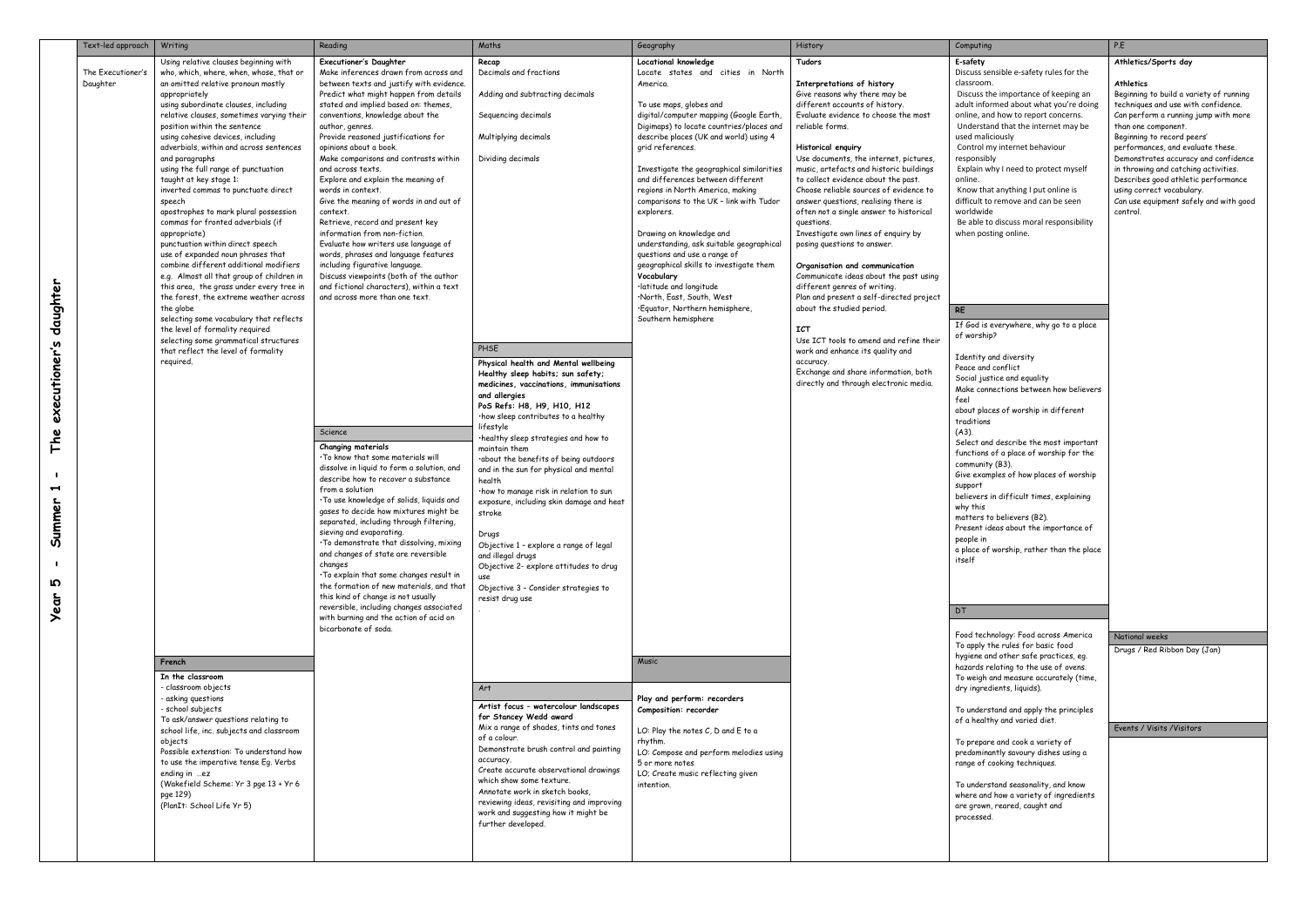# Year 5 - Summer 1 - The executioner's daughter

| Text-led approach | Writing | Reading | Maths | Geography | History | Computing | P.E |
|---|---|---|---|---|---|---|---|
| The Executioner's Daughter | Using relative clauses beginning with who, which, where, when, whose, that or an omitted relative pronoun mostly appropriately<br>using subordinate clauses, including relative clauses, sometimes varying their position within the sentence<br>using cohesive devices, including adverbials, within and across sentences and paragraphs<br>using the full range of punctuation taught at key stage 1:<br>inverted commas to punctuate direct speech<br>apostrophes to mark plural possession<br>commas for fronted adverbials (if appropriate)<br>punctuation within direct speech<br>use of expanded noun phrases that combine different additional modifiers e.g. Almost all that group of children in this area, the grass under every tree in the forest, the extreme weather across the globe<br>selecting some vocabulary that reflects the level of formality required<br>selecting some grammatical structures that reflect the level of formality required. | **Executioner's Daughter**<br>Make inferences drawn from across and between texts and justify with evidence.<br>Predict what might happen from details stated and implied based on: themes, conventions, knowledge about the author, genres.<br>Provide reasoned justifications for opinions about a book.<br>Make comparisons and contrasts within and across texts.<br>Explore and explain the meaning of words in context.<br>Give the meaning of words in and out of context.<br>Retrieve, record and present key information from non-fiction.<br>Evaluate how writers use language of words, phrases and language features including figurative language.<br>Discuss viewpoints (both of the author and fictional characters), within a text and across more than one text. | **Recap**<br>Decimals and fractions<br><br>Adding and subtracting decimals<br><br>Sequencing decimals<br><br>Multiplying decimals<br><br>Dividing decimals | **Locational knowledge**<br>Locate states and cities in North America.<br><br>To use maps, globes and digital/computer mapping (Google Earth, Digimaps) to locate countries/places and describe places (UK and world) using 4 grid references.<br><br>Investigate the geographical similarities and differences between different regions in North America, making comparisons to the UK – link with Tudor explorers.<br><br>Drawing on knowledge and understanding, ask suitable geographical questions and use a range of geographical skills to investigate them<br>**Vocabulary**<br>•latitude and longitude<br>•North, East, South, West<br>•Equator, Northern hemisphere, Southern hemisphere | **Tudors**<br><br>**Interpretations of history**<br>Give reasons why there may be different accounts of history.<br>Evaluate evidence to choose the most reliable forms.<br><br>**Historical enquiry**<br>Use documents, the internet, pictures, music, artefacts and historic buildings to collect evidence about the past.<br>Choose reliable sources of evidence to answer questions, realising there is often not a single answer to historical questions.<br>Investigate own lines of enquiry by posing questions to answer.<br><br>**Organisation and communication**<br>Communicate ideas about the past using different genres of writing.<br>Plan and present a self-directed project about the studied period.<br><br>**ICT**<br>Use ICT tools to amend and refine their work and enhance its quality and accuracy.<br>Exchange and share information, both directly and through electronic media. | **E-safety**<br>Discuss sensible e-safety rules for the classroom.<br>Discuss the importance of keeping an adult informed about what you're doing online, and how to report concerns.<br>Understand that the internet may be used maliciously<br>Control my internet behaviour responsibly<br>Explain why I need to protect myself online.<br>Know that anything I put online is difficult to remove and can be seen worldwide<br>Be able to discuss moral responsibility when posting online. | **Athletics/Sports day**<br><br>**Athletics**<br>Beginning to build a variety of running techniques and use with confidence.<br>Can perform a running jump with more than one component.<br>Beginning to record peers' performances, and evaluate these.<br>Demonstrates accuracy and confidence in throwing and catching activities.<br>Describes good athletic performance using correct vocabulary.<br>Can use equipment safely and with good control. |
| | | **Science** | **PHSE** | | | **RE** | |
| | | **Changing materials**<br>•To know that some materials will dissolve in liquid to form a solution, and describe how to recover a substance from a solution<br>•To use knowledge of solids, liquids and gases to decide how mixtures might be separated, including through filtering, sieving and evaporating.<br>•To demonstrate that dissolving, mixing and changes of state are reversible changes<br>•To explain that some changes result in the formation of new materials, and that this kind of change is not usually reversible, including changes associated with burning and the action of acid on bicarbonate of soda. | **Physical health and Mental wellbeing**<br>**Healthy sleep habits; sun safety; medicines, vaccinations, immunisations and allergies**<br>**PoS Refs: H8, H9, H10, H12**<br>•how sleep contributes to a healthy lifestyle<br>•healthy sleep strategies and how to maintain them<br>•about the benefits of being outdoors and in the sun for physical and mental health<br>•how to manage risk in relation to sun exposure, including skin damage and heat stroke<br><br>Drugs<br>Objective 1 – explore a range of legal and illegal drugs<br>Objective 2- explore attitudes to drug use<br>Objective 3 – Consider strategies to resist drug use<br>. | | | If God is everywhere, why go to a place of worship?<br><br>Identity and diversity<br>Peace and conflict<br>Social justice and equality<br>Make connections between how believers feel about places of worship in different traditions (A3).<br>Select and describe the most important functions of a place of worship for the community (B3).<br>Give examples of how places of worship support believers in difficult times, explaining why this matters to believers (B2).<br>Present ideas about the importance of people in a place of worship, rather than the place itself | |
| | **French** | | **Art** | **Music** | | **DT** | **National weeks** |
| | **In the classroom**<br>- classroom objects<br>- asking questions<br>- school subjects<br>To ask/answer questions relating to school life, inc. subjects and classroom objects<br>Possible extension: To understand how to use the imperative tense Eg. Verbs ending in …ez<br>(Wakefield Scheme: Yr 3 pge 13 + Yr 6 pge 129)<br>(PlanIt: School Life Yr 5) | | **Artist focus – watercolour landscapes for Stancey Wedd award**<br>Mix a range of shades, tints and tones of a colour.<br>Demonstrate brush control and painting accuracy.<br>Create accurate observational drawings which show some texture.<br>Annotate work in sketch books, reviewing ideas, revisiting and improving work and suggesting how it might be further developed. | **Play and perform: recorders**<br>**Composition: recorder**<br><br>LO: Play the notes C, D and E to a rhythm.<br>LO: Compose and perform melodies using 5 or more notes<br>LO: Create music reflecting given intention. | | Food technology: Food across America<br>To apply the rules for basic food hygiene and other safe practices, eg. hazards relating to the use of ovens.<br>To weigh and measure accurately (time, dry ingredients, liquids).<br><br>To understand and apply the principles of a healthy and varied diet.<br><br>To prepare and cook a variety of predominantly savoury dishes using a range of cooking techniques.<br><br>To understand seasonality, and know where and how a variety of ingredients are grown, reared, caught and processed. | Drugs / Red Ribbon Day (Jan)<br><br>**Events / Visits /Visitors** |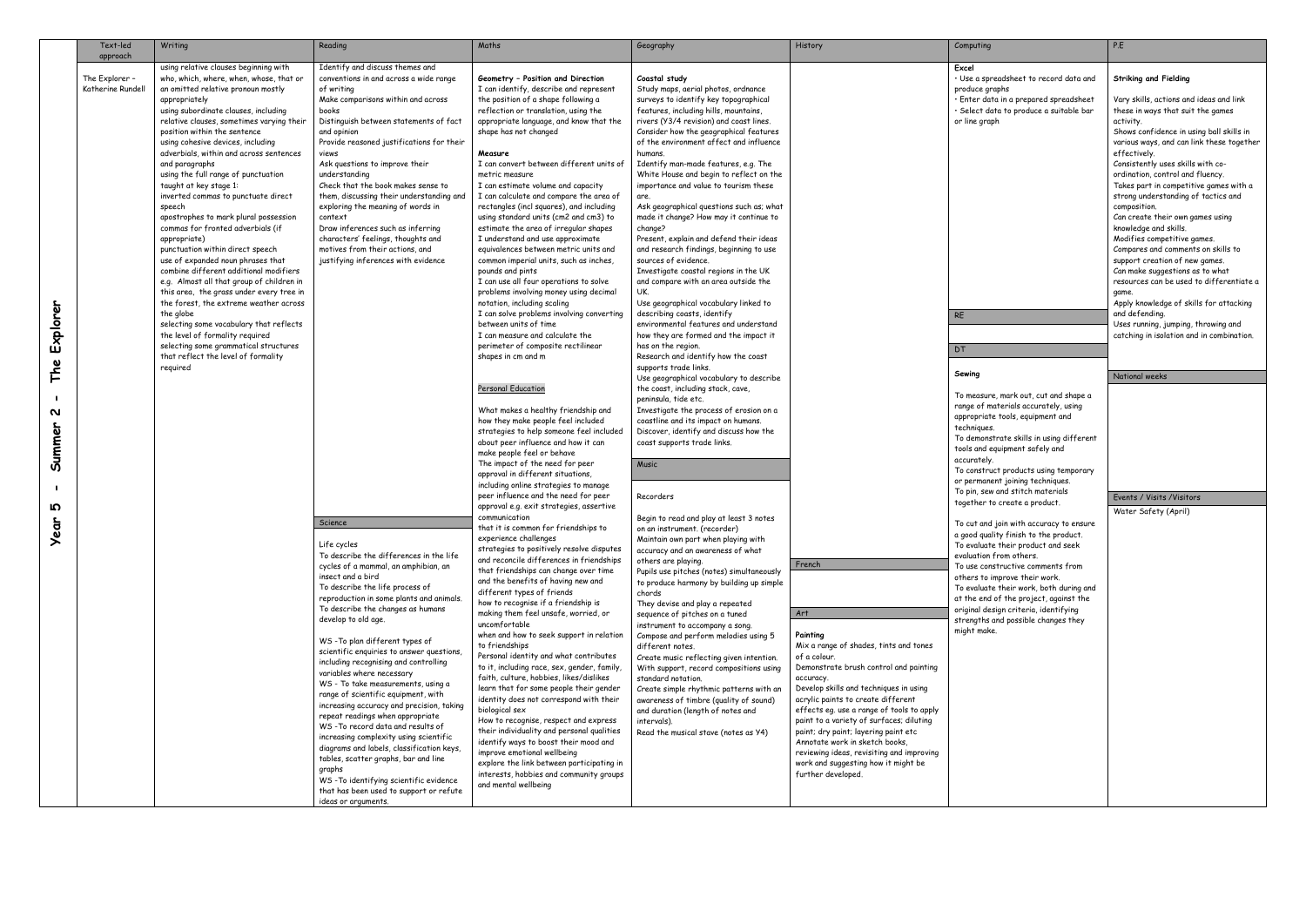# Year 5 - Summer 2 - The Explorer

| Text-led approach | Writing | Reading | Maths | Geography | History | Computing | P.E |
|---|---|---|---|---|---|---|---|
| The Explorer – Katherine Rundell | using relative clauses beginning with who, which, where, when, whose, that or an omitted relative pronoun mostly appropriately<br>using subordinate clauses, including relative clauses, sometimes varying their position within the sentence<br>using cohesive devices, including adverbials, within and across sentences and paragraphs<br>using the full range of punctuation taught at key stage 1:<br>inverted commas to punctuate direct speech<br>apostrophes to mark plural possession<br>commas for fronted adverbials (if appropriate)<br>punctuation within direct speech<br>use of expanded noun phrases that combine different additional modifiers e.g. Almost all that group of children in this area, the grass under every tree in the forest, the extreme weather across the globe<br>selecting some vocabulary that reflects the level of formality required<br>selecting some grammatical structures that reflect the level of formality required | Identify and discuss themes and conventions in and across a wide range of writing<br>Make comparisons within and across books<br>Distinguish between statements of fact and opinion<br>Provide reasoned justifications for their views<br>Ask questions to improve their understanding<br>Check that the book makes sense to them, discussing their understanding and exploring the meaning of words in context<br>Draw inferences such as inferring characters' feelings, thoughts and motives from their actions, and justifying inferences with evidence | **Geometry – Position and Direction**<br>I can identify, describe and represent the position of a shape following a reflection or translation, using the appropriate language, and know that the shape has not changed<br><br>**Measure**<br>I can convert between different units of metric measure<br>I can estimate volume and capacity<br>I can calculate and compare the area of rectangles (incl squares), and including using standard units (cm2 and cm3) to estimate the area of irregular shapes<br>I understand and use approximate equivalences between metric units and common imperial units, such as inches, pounds and pints<br>I can use all four operations to solve problems involving money using decimal notation, including scaling<br>I can solve problems involving converting between units of time<br>I can measure and calculate the perimeter of composite rectilinear shapes in cm and m | **Coastal study**<br>Study maps, aerial photos, ordnance surveys to identify key topographical features, including hills, mountains, rivers (Y3/4 revision) and coast lines.<br>Consider how the geographical features of the environment affect and influence humans.<br>Identify man-made features, e.g. The White House and begin to reflect on the importance and value to tourism these are.<br>Ask geographical questions such as; what made it change? How may it continue to change?<br>Present, explain and defend their ideas and research findings, beginning to use sources of evidence.<br>Investigate coastal regions in the UK and compare with an area outside the UK.<br>Use geographical vocabulary linked to describing coasts, identify environmental features and understand how they are formed and the impact it has on the region.<br>Research and identify how the coast supports trade links.<br>Use geographical vocabulary to describe the coast, including stack, cave, peninsula, tide etc.<br>Investigate the process of erosion on a coastline and its impact on humans.<br>Discover, identify and discuss how the coast supports trade links. | | **Excel**<br>• Use a spreadsheet to record data and produce graphs<br>• Enter data in a prepared spreadsheet<br>• Select data to produce a suitable bar or line graph | **Striking and Fielding**<br>Vary skills, actions and ideas and link these in ways that suit the games activity.<br>Shows confidence in using ball skills in various ways, and can link these together effectively.<br>Consistently uses skills with co-ordination, control and fluency.<br>Takes part in competitive games with a strong understanding of tactics and composition.<br>Can create their own games using knowledge and skills.<br>Modifies competitive games.<br>Compares and comments on skills to support creation of new games.<br>Can make suggestions as to what resources can be used to differentiate a game.<br>Apply knowledge of skills for attacking and defending.<br>Uses running, jumping, throwing and catching in isolation and in combination. |

| | | Personal Education | Music | French | RE | National weeks |
|---|---|---|---|---|---|---|
| | | What makes a healthy friendship and how they make people feel included<br>strategies to help someone feel included about peer influence and how it can make people feel or behave<br>The impact of the need for peer approval in different situations, including online strategies to manage peer influence and the need for peer approval e.g. exit strategies, assertive communication<br>that it is common for friendships to experience challenges<br>strategies to positively resolve disputes and reconcile differences in friendships<br>that friendships can change over time and the benefits of having new and different types of friends<br>how to recognise if a friendship is making them feel unsafe, worried, or uncomfortable<br>when and how to seek support in relation to friendships<br>Personal identity and what contributes to it, including race, sex, gender, family, faith, culture, hobbies, likes/dislikes<br>learn that for some people their gender identity does not correspond with their biological sex<br>How to recognise, respect and express their individuality and personal qualities<br>identify ways to boost their mood and improve emotional wellbeing<br>explore the link between participating in interests, hobbies and community groups and mental wellbeing | Recorders<br><br>Begin to read and play at least 3 notes on an instrument. (recorder)<br>Maintain own part when playing with accuracy and an awareness of what others are playing.<br>Pupils use pitches (notes) simultaneously to produce harmony by building up simple chords<br>They devise and play a repeated sequence of pitches on a tuned instrument to accompany a song.<br>Compose and perform melodies using 5 different notes.<br>Create music reflecting given intention.<br>With support, record compositions using standard notation.<br>Create simple rhythmic patterns with an awareness of timbre (quality of sound) and duration (length of notes and intervals).<br>Read the musical stave (notes as Y4) | | | |

| Science | Art | DT | Events / Visits /Visitors |
|---|---|---|---|
| Life cycles<br>To describe the differences in the life cycles of a mammal, an amphibian, an insect and a bird<br>To describe the life process of reproduction in some plants and animals.<br>To describe the changes as humans develop to old age.<br><br>WS -To plan different types of scientific enquiries to answer questions, including recognising and controlling variables where necessary<br>WS - To take measurements, using a range of scientific equipment, with increasing accuracy and precision, taking repeat readings when appropriate<br>WS -To record data and results of increasing complexity using scientific diagrams and labels, classification keys, tables, scatter graphs, bar and line graphs<br>WS -To identifying scientific evidence that has been used to support or refute ideas or arguments. | **Painting**<br>Mix a range of shades, tints and tones of a colour.<br>Demonstrate brush control and painting accuracy.<br>Develop skills and techniques in using acrylic paints to create different effects eg. use a range of tools to apply paint to a variety of surfaces; diluting paint; dry paint; layering paint etc<br>Annotate work in sketch books, reviewing ideas, revisiting and improving work and suggesting how it might be further developed. | **Sewing**<br><br>To measure, mark out, cut and shape a range of materials accurately, using appropriate tools, equipment and techniques.<br>To demonstrate skills in using different tools and equipment safely and accurately.<br>To construct products using temporary or permanent joining techniques.<br>To pin, sew and stitch materials together to create a product.<br><br>To cut and join with accuracy to ensure a good quality finish to the product.<br>To evaluate their product and seek evaluation from others.<br>To use constructive comments from others to improve their work.<br>To evaluate their work, both during and at the end of the project, against the original design criteria, identifying strengths and possible changes they might make. | Water Safety (April) |